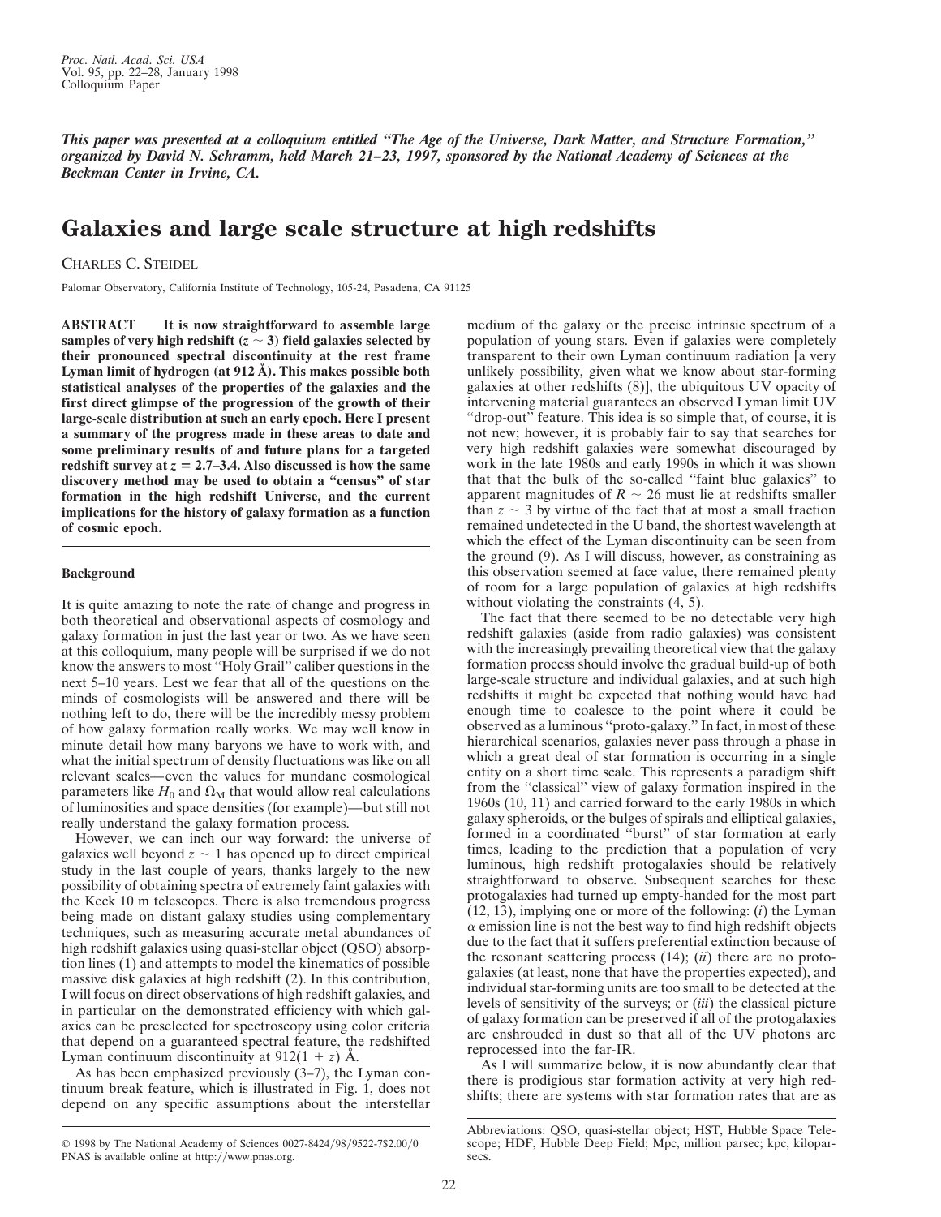*This paper was presented at a colloquium entitled "The Age of the Universe, Dark Matter, and Structure Formation," organized by David N. Schramm, held March 21–23, 1997, sponsored by the National Academy of Sciences at the Beckman Center in Irvine, CA.*

# Galaxies and large scale structure at high redshifts

CHARLES C. STEIDEL

Palomar Observatory, California Institute of Technology, 105-24, Pasadena, CA 91125

**ABSTRACT It is now straightforward to assemble large samples of very high redshift ($z \sim 3$) field galaxies selected by their pronounced spectral discontinuity at the rest frame Lyman limit of hydrogen (at 912 Å). This makes possible both statistical analyses of the properties of the galaxies and the first direct glimpse of the progression of the growth of their large-scale distribution at such an early epoch. Here I present a summary of the progress made in these areas to date and some preliminary results of and future plans for a targeted redshift survey at $z = 2.7$–$3.4$. Also discussed is how the same discovery method may be used to obtain a "census" of star formation in the high redshift Universe, and the current implications for the history of galaxy formation as a function of cosmic epoch.**

## Background

It is quite amazing to note the rate of change and progress in both theoretical and observational aspects of cosmology and galaxy formation in just the last year or two. As we have seen at this colloquium, many people will be surprised if we do not know the answers to most "Holy Grail" caliber questions in the next 5–10 years. Lest we fear that all of the questions on the minds of cosmologists will be answered and there will be nothing left to do, there will be the incredibly messy problem of how galaxy formation really works. We may well know in minute detail how many baryons we have to work with, and what the initial spectrum of density fluctuations was like on all relevant scales—even the values for mundane cosmological parameters like $H_0$ and $\Omega_M$ that would allow real calculations of luminosities and space densities (for example)—but still not really understand the galaxy formation process.

However, we can inch our way forward: the universe of galaxies well beyond $z \sim 1$ has opened up to direct empirical study in the last couple of years, thanks largely to the new possibility of obtaining spectra of extremely faint galaxies with the Keck 10 m telescopes. There is also tremendous progress being made on distant galaxy studies using complementary techniques, such as measuring accurate metal abundances of high redshift galaxies using quasi-stellar object (QSO) absorption lines (1) and attempts to model the kinematics of possible massive disk galaxies at high redshift (2). In this contribution, I will focus on direct observations of high redshift galaxies, and in particular on the demonstrated efficiency with which galaxies can be preselected for spectroscopy using color criteria that depend on a guaranteed spectral feature, the redshifted Lyman continuum discontinuity at $912(1 + z)$ Å.

As has been emphasized previously (3–7), the Lyman continuum break feature, which is illustrated in Fig. 1, does not depend on any specific assumptions about the interstellar medium of the galaxy or the precise intrinsic spectrum of a population of young stars. Even if galaxies were completely transparent to their own Lyman continuum radiation [a very unlikely possibility, given what we know about star-forming galaxies at other redshifts (8)], the ubiquitous UV opacity of intervening material guarantees an observed Lyman limit UV "drop-out" feature. This idea is so simple that, of course, it is not new; however, it is probably fair to say that searches for very high redshift galaxies were somewhat discouraged by work in the late 1980s and early 1990s in which it was shown that that the bulk of the so-called "faint blue galaxies" to apparent magnitudes of $R \sim 26$ must lie at redshifts smaller than $z \sim 3$ by virtue of the fact that at most a small fraction remained undetected in the U band, the shortest wavelength at which the effect of the Lyman discontinuity can be seen from the ground (9). As I will discuss, however, as constraining as this observation seemed at face value, there remained plenty of room for a large population of galaxies at high redshifts without violating the constraints (4, 5).

The fact that there seemed to be no detectable very high redshift galaxies (aside from radio galaxies) was consistent with the increasingly prevailing theoretical view that the galaxy formation process should involve the gradual build-up of both large-scale structure and individual galaxies, and at such high redshifts it might be expected that nothing would have had enough time to coalesce to the point where it could be observed as a luminous "proto-galaxy." In fact, in most of these hierarchical scenarios, galaxies never pass through a phase in which a great deal of star formation is occurring in a single entity on a short time scale. This represents a paradigm shift from the "classical" view of galaxy formation inspired in the 1960s (10, 11) and carried forward to the early 1980s in which galaxy spheroids, or the bulges of spirals and elliptical galaxies, formed in a coordinated "burst" of star formation at early times, leading to the prediction that a population of very luminous, high redshift protogalaxies should be relatively straightforward to observe. Subsequent searches for these protogalaxies had turned up empty-handed for the most part (12, 13), implying one or more of the following: (*i*) the Lyman $\alpha$ emission line is not the best way to find high redshift objects due to the fact that it suffers preferential extinction because of the resonant scattering process (14); (*ii*) there are no protogalaxies (at least, none that have the properties expected), and individual star-forming units are too small to be detected at the levels of sensitivity of the surveys; or (*iii*) the classical picture of galaxy formation can be preserved if all of the protogalaxies are enshrouded in dust so that all of the UV photons are reprocessed into the far-IR.

As I will summarize below, it is now abundantly clear that there is prodigious star formation activity at very high redshifts; there are systems with star formation rates that are as

© 1998 by The National Academy of Sciences 0027-8424/98/9522-7$2.00/0
PNAS is available online at http://www.pnas.org.

Abbreviations: QSO, quasi-stellar object; HST, Hubble Space Telescope; HDF, Hubble Deep Field; Mpc, million parsec; kpc, kiloparsecs.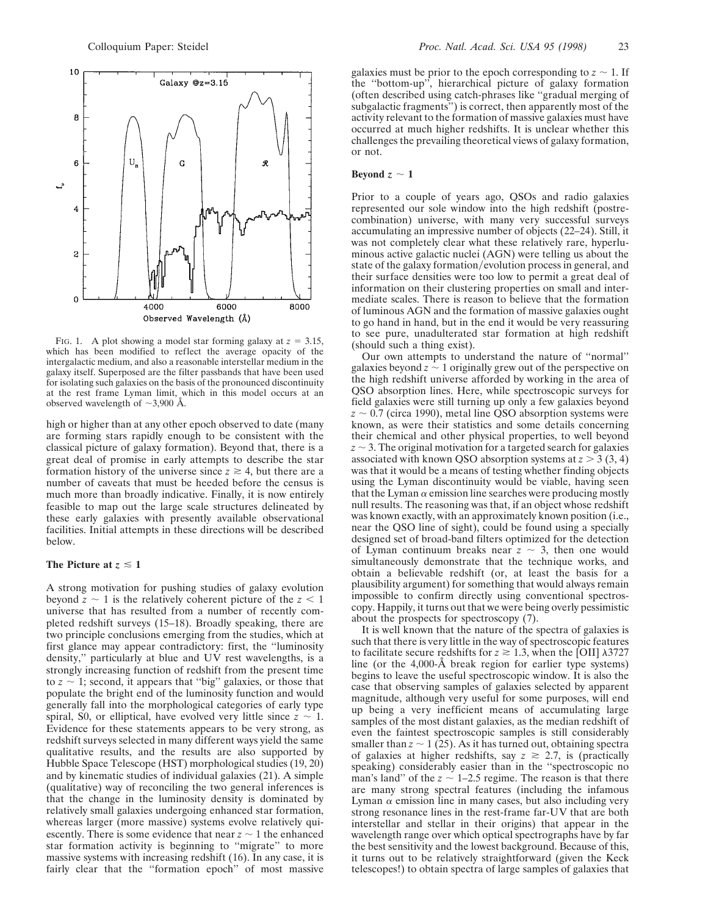FIG. 1. A plot showing a model star forming galaxy at $z = 3.15$, which has been modified to reflect the average opacity of the intergalactic medium, and also a reasonable interstellar medium in the galaxy itself. Superposed are the filter passbands that have been used for isolating such galaxies on the basis of the pronounced discontinuity at the rest frame Lyman limit, which in this model occurs at an observed wavelength of ~3,900 Å.

high or higher than at any other epoch observed to date (many are forming stars rapidly enough to be consistent with the classical picture of galaxy formation). Beyond that, there is a great deal of promise in early attempts to describe the star formation history of the universe since $z \gtrsim 4$, but there are a number of caveats that must be heeded before the census is much more than broadly indicative. Finally, it is now entirely feasible to map out the large scale structures delineated by these early galaxies with presently available observational facilities. Initial attempts in these directions will be described below.

## The Picture at $z \lesssim 1$

A strong motivation for pushing studies of galaxy evolution beyond $z \sim 1$ is the relatively coherent picture of the $z < 1$ universe that has resulted from a number of recently completed redshift surveys (15–18). Broadly speaking, there are two principle conclusions emerging from the studies, which at first glance may appear contradictory: first, the "luminosity density," particularly at blue and UV rest wavelengths, is a strongly increasing function of redshift from the present time to $z \sim 1$; second, it appears that "big" galaxies, or those that populate the bright end of the luminosity function and would generally fall into the morphological categories of early type spiral, S0, or elliptical, have evolved very little since $z \sim 1$. Evidence for these statements appears to be very strong, as redshift surveys selected in many different ways yield the same qualitative results, and the results are also supported by Hubble Space Telescope (HST) morphological studies (19, 20) and by kinematic studies of individual galaxies (21). A simple (qualitative) way of reconciling the two general inferences is that the change in the luminosity density is dominated by relatively small galaxies undergoing enhanced star formation, whereas larger (more massive) systems evolve relatively quiescently. There is some evidence that near $z \sim 1$ the enhanced star formation activity is beginning to "migrate" to more massive systems with increasing redshift (16). In any case, it is fairly clear that the "formation epoch" of most massive galaxies must be prior to the epoch corresponding to $z \sim 1$. If the "bottom-up", hierarchical picture of galaxy formation (often described using catch-phrases like "gradual merging of subgalactic fragments") is correct, then apparently most of the activity relevant to the formation of massive galaxies must have occurred at much higher redshifts. It is unclear whether this challenges the prevailing theoretical views of galaxy formation, or not.

## Beyond $z \sim 1$

Prior to a couple of years ago, QSOs and radio galaxies represented our sole window into the high redshift (postrecombination) universe, with many very successful surveys accumulating an impressive number of objects (22–24). Still, it was not completely clear what these relatively rare, hyperluminous active galactic nuclei (AGN) were telling us about the state of the galaxy formation/evolution process in general, and their surface densities were too low to permit a great deal of information on their clustering properties on small and intermediate scales. There is reason to believe that the formation of luminous AGN and the formation of massive galaxies ought to go hand in hand, but in the end it would be very reassuring to see pure, unadulterated star formation at high redshift (should such a thing exist).

Our own attempts to understand the nature of "normal" galaxies beyond $z \sim 1$ originally grew out of the perspective on the high redshift universe afforded by working in the area of QSO absorption lines. Here, while spectroscopic surveys for field galaxies were still turning up only a few galaxies beyond $z \sim 0.7$ (circa 1990), metal line QSO absorption systems were known, as were their statistics and some details concerning their chemical and other physical properties, to well beyond $z \sim 3$. The original motivation for a targeted search for galaxies associated with known QSO absorption systems at $z > 3$ (3, 4) was that it would be a means of testing whether finding objects using the Lyman discontinuity would be viable, having seen that the Lyman $\alpha$ emission line searches were producing mostly null results. The reasoning was that, if an object whose redshift was known exactly, with an approximately known position (i.e., near the QSO line of sight), could be found using a specially designed set of broad-band filters optimized for the detection of Lyman continuum breaks near $z \sim 3$, then one would simultaneously demonstrate that the technique works, and obtain a believable redshift (or, at least the basis for a plausibility argument) for something that would always remain impossible to confirm directly using conventional spectroscopy. Happily, it turns out that we were being overly pessimistic about the prospects for spectroscopy (7).

It is well known that the nature of the spectra of galaxies is such that there is very little in the way of spectroscopic features to facilitate secure redshifts for $z \gtrsim 1.3$, when the [OII] λ3727 line (or the 4,000-Å break region for earlier type systems) begins to leave the useful spectroscopic window. It is also the case that observing samples of galaxies selected by apparent magnitude, although very useful for some purposes, will end up being a very inefficient means of accumulating large samples of the most distant galaxies, as the median redshift of even the faintest spectroscopic samples is still considerably smaller than $z \sim 1$ (25). As it has turned out, obtaining spectra of galaxies at higher redshifts, say $z \gtrsim 2.7$, is (practically speaking) considerably easier than in the "spectroscopic no man's land" of the $z \sim 1$–2.5 regime. The reason is that there are many strong spectral features (including the infamous Lyman $\alpha$ emission line in many cases, but also including very strong resonance lines in the rest-frame far-UV that are both interstellar and stellar in their origins) that appear in the wavelength range over which optical spectrographs have by far the best sensitivity and the lowest background. Because of this, it turns out to be relatively straightforward (given the Keck telescopes!) to obtain spectra of large samples of galaxies that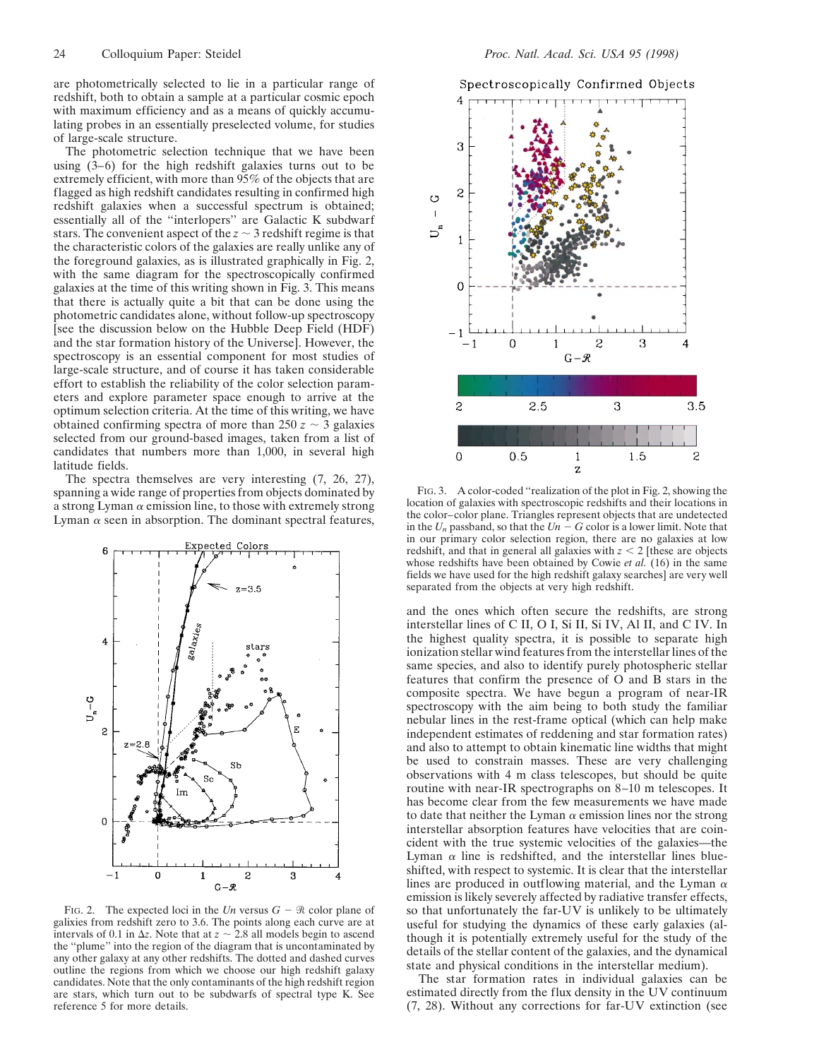are photometrically selected to lie in a particular range of redshift, both to obtain a sample at a particular cosmic epoch with maximum efficiency and as a means of quickly accumulating probes in an essentially preselected volume, for studies of large-scale structure.

The photometric selection technique that we have been using (3–6) for the high redshift galaxies turns out to be extremely efficient, with more than 95% of the objects that are flagged as high redshift candidates resulting in confirmed high redshift galaxies when a successful spectrum is obtained; essentially all of the "interlopers" are Galactic K subdwarf stars. The convenient aspect of the $z \sim 3$ redshift regime is that the characteristic colors of the galaxies are really unlike any of the foreground galaxies, as is illustrated graphically in Fig. 2, with the same diagram for the spectroscopically confirmed galaxies at the time of this writing shown in Fig. 3. This means that there is actually quite a bit that can be done using the photometric candidates alone, without follow-up spectroscopy [see the discussion below on the Hubble Deep Field (HDF) and the star formation history of the Universe]. However, the spectroscopy is an essential component for most studies of large-scale structure, and of course it has taken considerable effort to establish the reliability of the color selection parameters and explore parameter space enough to arrive at the optimum selection criteria. At the time of this writing, we have obtained confirming spectra of more than 250 $z \sim 3$ galaxies selected from our ground-based images, taken from a list of candidates that numbers more than 1,000, in several high latitude fields.

The spectra themselves are very interesting (7, 26, 27), spanning a wide range of properties from objects dominated by a strong Lyman $\alpha$ emission line, to those with extremely strong Lyman $\alpha$ seen in absorption. The dominant spectral features, and the ones which often secure the redshifts, are strong interstellar lines of C II, O I, Si II, Si IV, Al II, and C IV. In the highest quality spectra, it is possible to separate high ionization stellar wind features from the interstellar lines of the same species, and also to identify purely photospheric stellar features that confirm the presence of O and B stars in the composite spectra. We have begun a program of near-IR spectroscopy with the aim being to both study the familiar nebular lines in the rest-frame optical (which can help make independent estimates of reddening and star formation rates) and also to attempt to obtain kinematic line widths that might be used to constrain masses. These are very challenging observations with 4 m class telescopes, but should be quite routine with near-IR spectrographs on 8–10 m telescopes. It has become clear from the few measurements we have made to date that neither the Lyman $\alpha$ emission lines nor the strong interstellar absorption features have velocities that are coincident with the true systemic velocities of the galaxies—the Lyman $\alpha$ line is redshifted, and the interstellar lines blue-shifted, with respect to systemic. It is clear that the interstellar lines are produced in outflowing material, and the Lyman $\alpha$ emission is likely severely affected by radiative transfer effects, so that unfortunately the far-UV is unlikely to be ultimately useful for studying the dynamics of these early galaxies (although it is potentially extremely useful for the study of the details of the stellar content of the galaxies, and the dynamical state and physical conditions in the interstellar medium).

The star formation rates in individual galaxies can be estimated directly from the flux density in the UV continuum (7, 28). Without any corrections for far-UV extinction (see

FIG. 2. The expected loci in the $U_n$ versus $G - \mathcal{R}$ color plane of galixies from redshift zero to 3.6. The points along each curve are at intervals of 0.1 in $\Delta z$. Note that at $z \sim 2.8$ all models begin to ascend the "plume" into the region of the diagram that is uncontaminated by any other galaxy at any other redshifts. The dotted and dashed curves outline the regions from which we choose our high redshift galaxy candidates. Note that the only contaminants of the high redshift region are stars, which turn out to be subdwarfs of spectral type K. See reference 5 for more details.

FIG. 3. A color-coded "realization of the plot in Fig. 2, showing the location of galaxies with spectroscopic redshifts and their locations in the color–color plane. Triangles represent objects that are undetected in the $U_n$ passband, so that the $U_n - G$ color is a lower limit. Note that in our primary color selection region, there are no galaxies at low redshift, and that in general all galaxies with $z < 2$ [these are objects whose redshifts have been obtained by Cowie *et al.* (16) in the same fields we have used for the high redshift galaxy searches] are very well separated from the objects at very high redshift.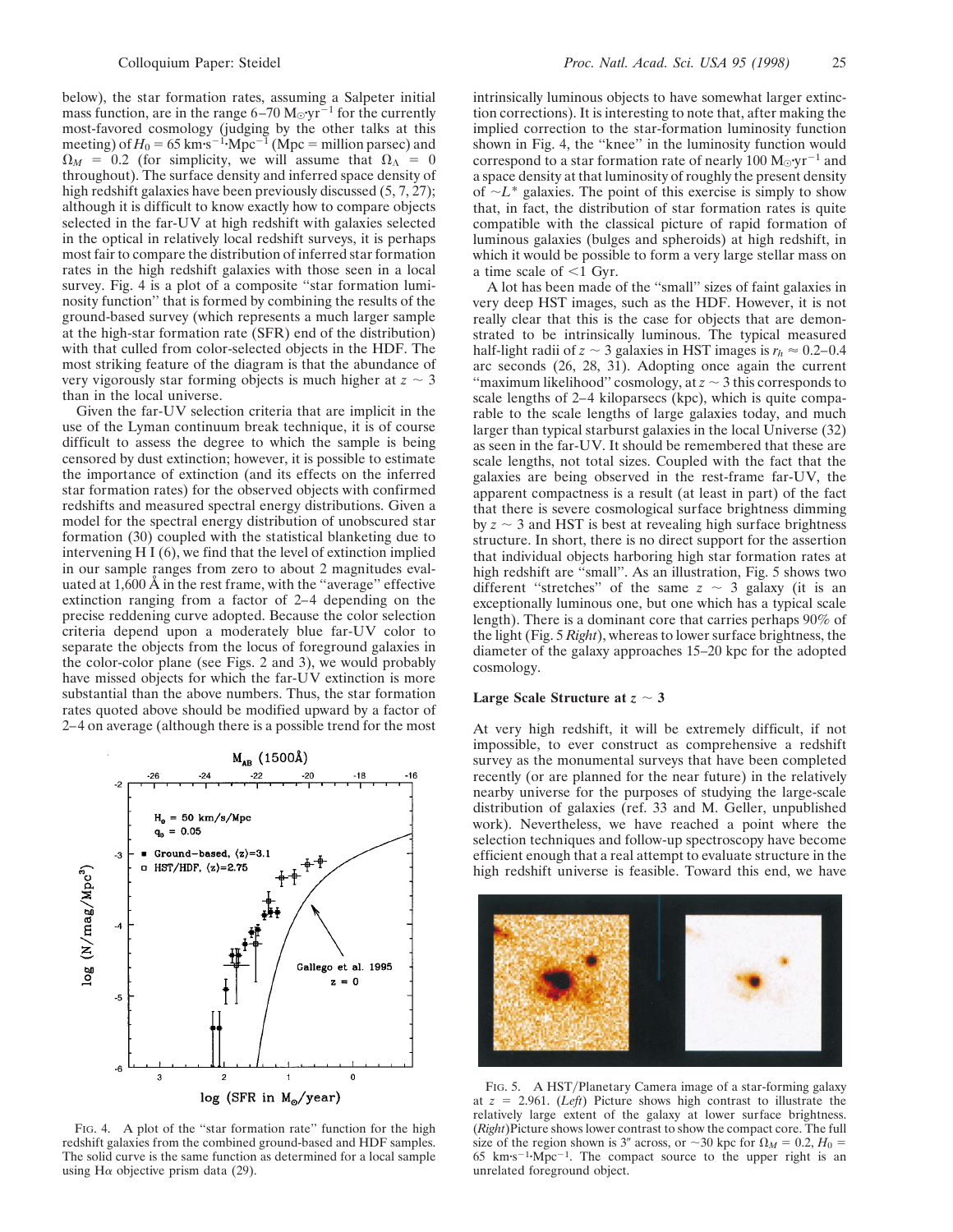below), the star formation rates, assuming a Salpeter initial mass function, are in the range 6–70 $M_\odot \cdot yr^{-1}$ for the currently most-favored cosmology (judging by the other talks at this meeting) of $H_0 = 65$ km·s$^{-1}$·Mpc$^{-1}$ (Mpc = million parsec) and $\Omega_M = 0.2$ (for simplicity, we will assume that $\Omega_\Lambda = 0$ throughout). The surface density and inferred space density of high redshift galaxies have been previously discussed (5, 7, 27); although it is difficult to know exactly how to compare objects selected in the far-UV at high redshift with galaxies selected in the optical in relatively local redshift surveys, it is perhaps most fair to compare the distribution of inferred star formation rates in the high redshift galaxies with those seen in a local survey. Fig. 4 is a plot of a composite "star formation luminosity function" that is formed by combining the results of the ground-based survey (which represents a much larger sample at the high-star formation rate (SFR) end of the distribution) with that culled from color-selected objects in the HDF. The most striking feature of the diagram is that the abundance of very vigorously star forming objects is much higher at $z \sim 3$ than in the local universe.

Given the far-UV selection criteria that are implicit in the use of the Lyman continuum break technique, it is of course difficult to assess the degree to which the sample is being censored by dust extinction; however, it is possible to estimate the importance of extinction (and its effects on the inferred star formation rates) for the observed objects with confirmed redshifts and measured spectral energy distributions. Given a model for the spectral energy distribution of unobscured star formation (30) coupled with the statistical blanketing due to intervening H I (6), we find that the level of extinction implied in our sample ranges from zero to about 2 magnitudes evaluated at 1,600 Å in the rest frame, with the "average" effective extinction ranging from a factor of 2–4 depending on the precise reddening curve adopted. Because the color selection criteria depend upon a moderately blue far-UV color to separate the objects from the locus of foreground galaxies in the color-color plane (see Figs. 2 and 3), we would probably have missed objects for which the far-UV extinction is more substantial than the above numbers. Thus, the star formation rates quoted above should be modified upward by a factor of 2–4 on average (although there is a possible trend for the most intrinsically luminous objects to have somewhat larger extinction corrections). It is interesting to note that, after making the implied correction to the star-formation luminosity function shown in Fig. 4, the "knee" in the luminosity function would correspond to a star formation rate of nearly 100 $M_\odot \cdot yr^{-1}$ and a space density at that luminosity of roughly the present density of $\sim L^*$ galaxies. The point of this exercise is simply to show that, in fact, the distribution of star formation rates is quite compatible with the classical picture of rapid formation of luminous galaxies (bulges and spheroids) at high redshift, in which it would be possible to form a very large stellar mass on a time scale of <1 Gyr.

FIG. 4. A plot of the "star formation rate" function for the high redshift galaxies from the combined ground-based and HDF samples. The solid curve is the same function as determined for a local sample using Hα objective prism data (29).

A lot has been made of the "small" sizes of faint galaxies in very deep HST images, such as the HDF. However, it is not really clear that this is the case for objects that are demonstrated to be intrinsically luminous. The typical measured half-light radii of $z \sim 3$ galaxies in HST images is $r_h \approx 0.2$–$0.4$ arc seconds (26, 28, 31). Adopting once again the current "maximum likelihood" cosmology, at $z \sim 3$ this corresponds to scale lengths of 2–4 kiloparsecs (kpc), which is quite comparable to the scale lengths of large galaxies today, and much larger than typical starburst galaxies in the local Universe (32) as seen in the far-UV. It should be remembered that these are scale lengths, not total sizes. Coupled with the fact that the galaxies are being observed in the rest-frame far-UV, the apparent compactness is a result (at least in part) of the fact that there is severe cosmological surface brightness dimming by $z \sim 3$ and HST is best at revealing high surface brightness structure. In short, there is no direct support for the assertion that individual objects harboring high star formation rates at high redshift are "small". As an illustration, Fig. 5 shows two different "stretches" of the same $z \sim 3$ galaxy (it is an exceptionally luminous one, but one which has a typical scale length). There is a dominant core that carries perhaps 90% of the light (Fig. 5 *Right*), whereas to lower surface brightness, the diameter of the galaxy approaches 15–20 kpc for the adopted cosmology.

## Large Scale Structure at $z \sim 3$

At very high redshift, it will be extremely difficult, if not impossible, to ever construct as comprehensive a redshift survey as the monumental surveys that have been completed recently (or are planned for the near future) in the relatively nearby universe for the purposes of studying the large-scale distribution of galaxies (ref. 33 and M. Geller, unpublished work). Nevertheless, we have reached a point where the selection techniques and follow-up spectroscopy have become efficient enough that a real attempt to evaluate structure in the high redshift universe is feasible. Toward this end, we have

FIG. 5. A HST/Planetary Camera image of a star-forming galaxy at $z = 2.961$. (*Left*) Picture shows high contrast to illustrate the relatively large extent of the galaxy at lower surface brightness. (*Right*) Picture shows lower contrast to show the compact core. The full size of the region shown is 3″ across, or ~30 kpc for $\Omega_M = 0.2$, $H_0 = 65$ km·s$^{-1}$·Mpc$^{-1}$. The compact source to the upper right is an unrelated foreground object.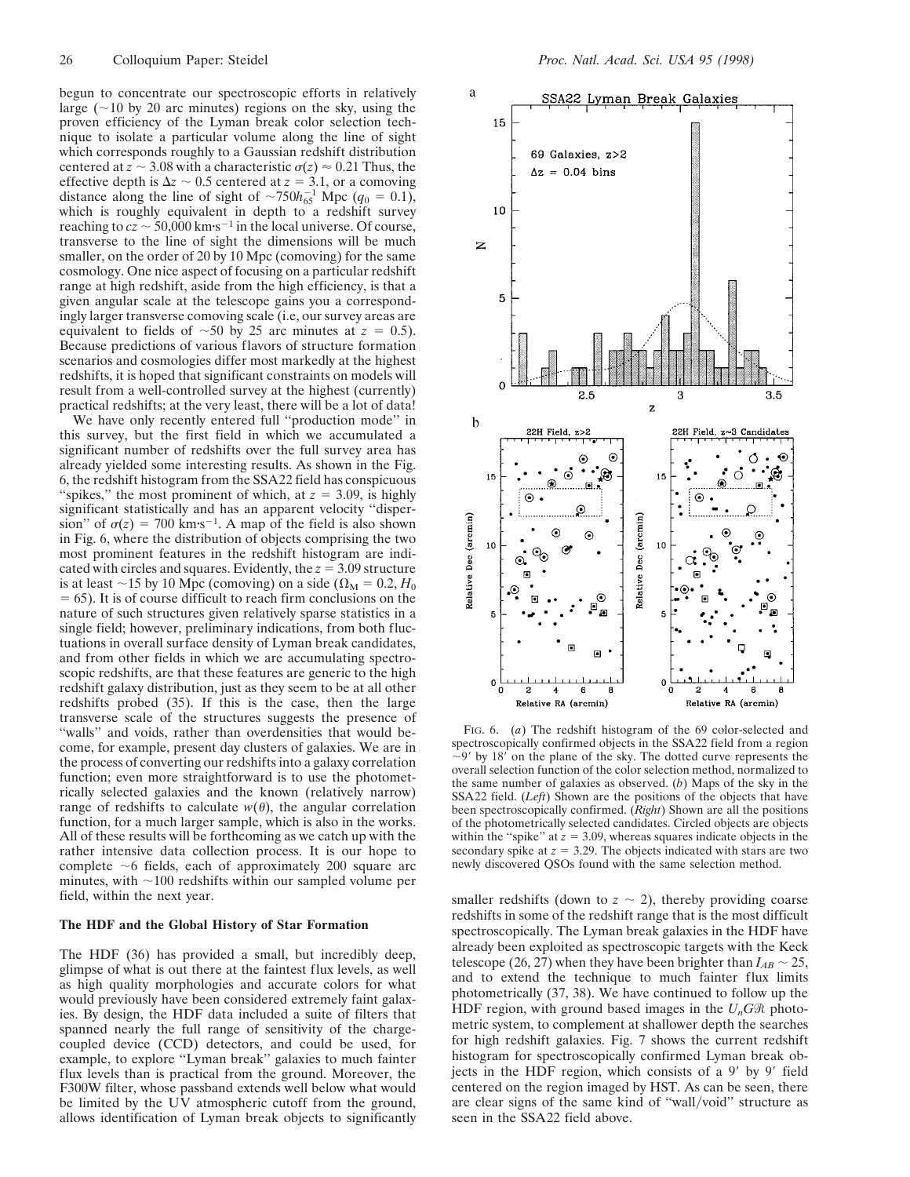begun to concentrate our spectroscopic efforts in relatively large (~10 by 20 arc minutes) regions on the sky, using the proven efficiency of the Lyman break color selection technique to isolate a particular volume along the line of sight which corresponds roughly to a Gaussian redshift distribution centered at $z \sim 3.08$ with a characteristic $\sigma(z) \approx 0.21$ Thus, the effective depth is $\Delta z \sim 0.5$ centered at $z = 3.1$, or a comoving distance along the line of sight of $\sim 750 h_{65}^{-1}$ Mpc ($q_0 = 0.1$), which is roughly equivalent in depth to a redshift survey reaching to $cz \sim 50{,}000$ km·s$^{-1}$ in the local universe. Of course, transverse to the line of sight the dimensions will be much smaller, on the order of 20 by 10 Mpc (comoving) for the same cosmology. One nice aspect of focusing on a particular redshift range at high redshift, aside from the high efficiency, is that a given angular scale at the telescope gains you a correspondingly larger transverse comoving scale (i.e, our survey areas are equivalent to fields of ~50 by 25 arc minutes at $z = 0.5$). Because predictions of various flavors of structure formation scenarios and cosmologies differ most markedly at the highest redshifts, it is hoped that significant constraints on models will result from a well-controlled survey at the highest (currently) practical redshifts; at the very least, there will be a lot of data!

We have only recently entered full "production mode" in this survey, but the first field in which we accumulated a significant number of redshifts over the full survey area has already yielded some interesting results. As shown in the Fig. 6, the redshift histogram from the SSA22 field has conspicuous "spikes," the most prominent of which, at $z = 3.09$, is highly significant statistically and has an apparent velocity "dispersion" of $\sigma(z) = 700$ km·s$^{-1}$. A map of the field is also shown in Fig. 6, where the distribution of objects comprising the two most prominent features in the redshift histogram are indicated with circles and squares. Evidently, the $z = 3.09$ structure is at least ~15 by 10 Mpc (comoving) on a side ($\Omega_M = 0.2$, $H_0 = 65$). It is of course difficult to reach firm conclusions on the nature of such structures given relatively sparse statistics in a single field; however, preliminary indications, from both fluctuations in overall surface density of Lyman break candidates, and from other fields in which we are accumulating spectroscopic redshifts, are that these features are generic to the high redshift galaxy distribution, just as they seem to be at all other redshifts probed (35). If this is the case, then the large transverse scale of the structures suggests the presence of "walls" and voids, rather than overdensities that would become, for example, present day clusters of galaxies. We are in the process of converting our redshifts into a galaxy correlation function; even more straightforward is to use the photometrically selected galaxies and the known (relatively narrow) range of redshifts to calculate $w(\theta)$, the angular correlation function, for a much larger sample, which is also in the works. All of these results will be forthcoming as we catch up with the rather intensive data collection process. It is our hope to complete ~6 fields, each of approximately 200 square arc minutes, with ~100 redshifts within our sampled volume per field, within the next year.

FIG. 6. (*a*) The redshift histogram of the 69 color-selected and spectroscopically confirmed objects in the SSA22 field from a region ~9′ by 18′ on the plane of the sky. The dotted curve represents the overall selection function of the color selection method, normalized to the same number of galaxies as observed. (*b*) Maps of the sky in the SSA22 field. (*Left*) Shown are the positions of the objects that have been spectroscopically confirmed. (*Right*) Shown are all the positions of the photometrically selected candidates. Circled objects are objects within the "spike" at $z = 3.09$, whereas squares indicate objects in the secondary spike at $z = 3.29$. The objects indicated with stars are two newly discovered QSOs found with the same selection method.

## The HDF and the Global History of Star Formation

The HDF (36) has provided a small, but incredibly deep, glimpse of what is out there at the faintest flux levels, as well as high quality morphologies and accurate colors for what would previously have been considered extremely faint galaxies. By design, the HDF data included a suite of filters that spanned nearly the full range of sensitivity of the charge-coupled device (CCD) detectors, and could be used, for example, to explore "Lyman break" galaxies to much fainter flux levels than is practical from the ground. Moreover, the F300W filter, whose passband extends well below what would be limited by the UV atmospheric cutoff from the ground, allows identification of Lyman break objects to significantly smaller redshifts (down to $z \sim 2$), thereby providing coarse redshifts in some of the redshift range that is the most difficult spectroscopically. The Lyman break galaxies in the HDF have already been exploited as spectroscopic targets with the Keck telescope (26, 27) when they have been brighter than $I_{AB} \sim 25$, and to extend the technique to much fainter flux limits photometrically (37, 38). We have continued to follow up the HDF region, with ground based images in the $U_nG\mathcal{R}$ photometric system, to complement at shallower depth the searches for high redshift galaxies. Fig. 7 shows the current redshift histogram for spectroscopically confirmed Lyman break objects in the HDF region, which consists of a 9′ by 9′ field centered on the region imaged by HST. As can be seen, there are clear signs of the same kind of "wall/void" structure as seen in the SSA22 field above.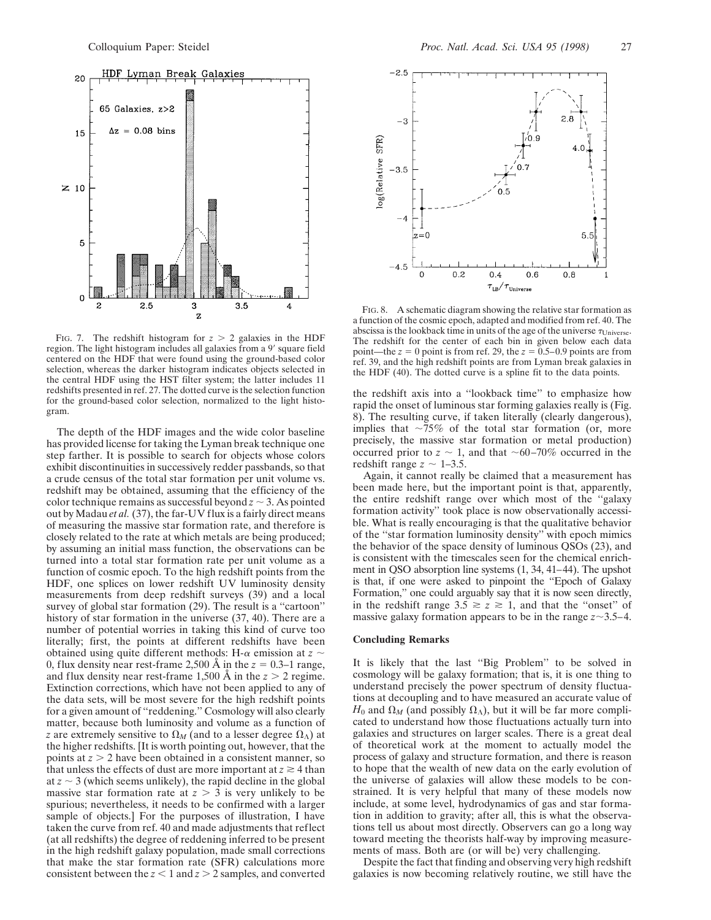FIG. 7. The redshift histogram for $z > 2$ galaxies in the HDF region. The light histogram includes all galaxies from a 9′ square field centered on the HDF that were found using the ground-based color selection, whereas the darker histogram indicates objects selected in the central HDF using the HST filter system; the latter includes 11 redshifts presented in ref. 27. The dotted curve is the selection function for the ground-based color selection, normalized to the light histogram.

The depth of the HDF images and the wide color baseline has provided license for taking the Lyman break technique one step farther. It is possible to search for objects whose colors exhibit discontinuities in successively redder passbands, so that a crude census of the total star formation per unit volume vs. redshift may be obtained, assuming that the efficiency of the color technique remains as successful beyond $z \sim 3$. As pointed out by Madau *et al.* (37), the far-UV flux is a fairly direct means of measuring the massive star formation rate, and therefore is closely related to the rate at which metals are being produced; by assuming an initial mass function, the observations can be turned into a total star formation rate per unit volume as a function of cosmic epoch. To the high redshift points from the HDF, one splices on lower redshift UV luminosity density measurements from deep redshift surveys (39) and a local survey of global star formation (29). The result is a "cartoon" history of star formation in the universe (37, 40). There are a number of potential worries in taking this kind of curve too literally; first, the points at different redshifts have been obtained using quite different methods: H-$\alpha$ emission at $z \sim 0$, flux density near rest-frame 2,500 Å in the $z = 0.3$–1 range, and flux density near rest-frame 1,500 Å in the $z > 2$ regime. Extinction corrections, which have not been applied to any of the data sets, will be most severe for the high redshift points for a given amount of "reddening." Cosmology will also clearly matter, because both luminosity and volume as a function of $z$ are extremely sensitive to $\Omega_M$ (and to a lesser degree $\Omega_\Lambda$) at the higher redshifts. [It is worth pointing out, however, that the points at $z > 2$ have been obtained in a consistent manner, so that unless the effects of dust are more important at $z \gtrsim 4$ than at $z \sim 3$ (which seems unlikely), the rapid decline in the global massive star formation rate at $z > 3$ is very unlikely to be spurious; nevertheless, it needs to be confirmed with a larger sample of objects.] For the purposes of illustration, I have taken the curve from ref. 40 and made adjustments that reflect (at all redshifts) the degree of reddening inferred to be present in the high redshift galaxy population, made small corrections that make the star formation rate (SFR) calculations more consistent between the $z < 1$ and $z > 2$ samples, and converted the redshift axis into a "lookback time" to emphasize how rapid the onset of luminous star forming galaxies really is (Fig. 8). The resulting curve, if taken literally (clearly dangerous), implies that ~75% of the total star formation (or, more precisely, the massive star formation or metal production) occurred prior to $z \sim 1$, and that ~60–70% occurred in the redshift range $z \sim 1$–3.5.

FIG. 8. A schematic diagram showing the relative star formation as a function of the cosmic epoch, adapted and modified from ref. 40. The abscissa is the lookback time in units of the age of the universe $\tau_{\rm Universe}$. The redshift for the center of each bin in given below each data point—the $z = 0$ point is from ref. 29, the $z = 0.5$–0.9 points are from ref. 39, and the high redshift points are from Lyman break galaxies in the HDF (40). The dotted curve is a spline fit to the data points.

Again, it cannot really be claimed that a measurement has been made here, but the important point is that, apparently, the entire redshift range over which most of the "galaxy formation activity" took place is now observationally accessible. What is really encouraging is that the qualitative behavior of the "star formation luminosity density" with epoch mimics the behavior of the space density of luminous QSOs (23), and is consistent with the timescales seen for the chemical enrichment in QSO absorption line systems (1, 34, 41–44). The upshot is that, if one were asked to pinpoint the "Epoch of Galaxy Formation," one could arguably say that it is now seen directly, in the redshift range $3.5 \gtrsim z \gtrsim 1$, and that the "onset" of massive galaxy formation appears to be in the range $z \sim 3.5$–4.

## Concluding Remarks

It is likely that the last "Big Problem" to be solved in cosmology will be galaxy formation; that is, it is one thing to understand precisely the power spectrum of density fluctuations at decoupling and to have measured an accurate value of $H_0$ and $\Omega_M$ (and possibly $\Omega_\Lambda$), but it will be far more complicated to understand how those fluctuations actually turn into galaxies and structures on larger scales. There is a great deal of theoretical work at the moment to actually model the process of galaxy and structure formation, and there is reason to hope that the wealth of new data on the early evolution of the universe of galaxies will allow these models to be constrained. It is very helpful that many of these models now include, at some level, hydrodynamics of gas and star formation in addition to gravity; after all, this is what the observations tell us about most directly. Observers can go a long way toward meeting the theorists half-way by improving measurements of mass. Both are (or will be) very challenging.

Despite the fact that finding and observing very high redshift galaxies is now becoming relatively routine, we still have the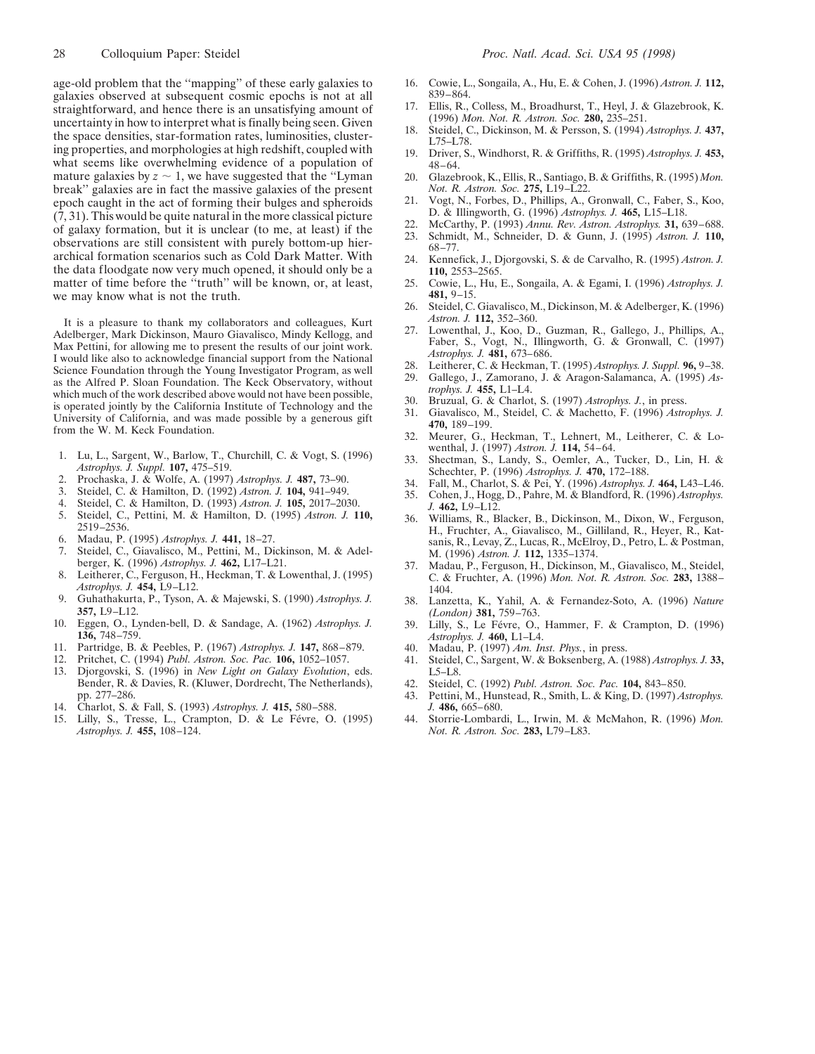age-old problem that the "mapping" of these early galaxies to galaxies observed at subsequent cosmic epochs is not at all straightforward, and hence there is an unsatisfying amount of uncertainty in how to interpret what is finally being seen. Given the space densities, star-formation rates, luminosities, clustering properties, and morphologies at high redshift, coupled with what seems like overwhelming evidence of a population of mature galaxies by $z \sim 1$, we have suggested that the "Lyman break" galaxies are in fact the massive galaxies of the present epoch caught in the act of forming their bulges and spheroids (7, 31). This would be quite natural in the more classical picture of galaxy formation, but it is unclear (to me, at least) if the observations are still consistent with purely bottom-up hierarchical formation scenarios such as Cold Dark Matter. With the data floodgate now very much opened, it should only be a matter of time before the "truth" will be known, or, at least, we may know what is not the truth.

It is a pleasure to thank my collaborators and colleagues, Kurt Adelberger, Mark Dickinson, Mauro Giavalisco, Mindy Kellogg, and Max Pettini, for allowing me to present the results of our joint work. I would like also to acknowledge financial support from the National Science Foundation through the Young Investigator Program, as well as the Alfred P. Sloan Foundation. The Keck Observatory, without which much of the work described above would not have been possible, is operated jointly by the California Institute of Technology and the University of California, and was made possible by a generous gift from the W. M. Keck Foundation.

1. Lu, L., Sargent, W., Barlow, T., Churchill, C. & Vogt, S. (1996) *Astrophys. J. Suppl.* **107,** 475–519.
2. Prochaska, J. & Wolfe, A. (1997) *Astrophys. J.* **487,** 73–90.
3. Steidel, C. & Hamilton, D. (1992) *Astron. J.* **104,** 941–949.
4. Steidel, C. & Hamilton, D. (1993) *Astron. J.* **105,** 2017–2030.
5. Steidel, C., Pettini, M. & Hamilton, D. (1995) *Astron. J.* **110,** 2519–2536.
6. Madau, P. (1995) *Astrophys. J.* **441,** 18–27.
7. Steidel, C., Giavalisco, M., Pettini, M., Dickinson, M. & Adelberger, K. (1996) *Astrophys. J.* **462,** L17–L21.
8. Leitherer, C., Ferguson, H., Heckman, T. & Lowenthal, J. (1995) *Astrophys. J.* **454,** L9–L12.
9. Guhathakurta, P., Tyson, A. & Majewski, S. (1990) *Astrophys. J.* **357,** L9–L12.
10. Eggen, O., Lynden-bell, D. & Sandage, A. (1962) *Astrophys. J.* **136,** 748–759.
11. Partridge, B. & Peebles, P. (1967) *Astrophys. J.* **147,** 868–879.
12. Pritchet, C. (1994) *Publ. Astron. Soc. Pac.* **106,** 1052–1057.
13. Djorgovski, S. (1996) in *New Light on Galaxy Evolution*, eds. Bender, R. & Davies, R. (Kluwer, Dordrecht, The Netherlands), pp. 277–286.
14. Charlot, S. & Fall, S. (1993) *Astrophys. J.* **415,** 580–588.
15. Lilly, S., Tresse, L., Crampton, D. & Le Févre, O. (1995) *Astrophys. J.* **455,** 108–124.
16. Cowie, L., Songaila, A., Hu, E. & Cohen, J. (1996) *Astron. J.* **112,** 839–864.
17. Ellis, R., Colless, M., Broadhurst, T., Heyl, J. & Glazebrook, K. (1996) *Mon. Not. R. Astron. Soc.* **280,** 235–251.
18. Steidel, C., Dickinson, M. & Persson, S. (1994) *Astrophys. J.* **437,** L75–L78.
19. Driver, S., Windhorst, R. & Griffiths, R. (1995) *Astrophys. J.* **453,** 48–64.
20. Glazebrook, K., Ellis, R., Santiago, B. & Griffiths, R. (1995) *Mon. Not. R. Astron. Soc.* **275,** L19–L22.
21. Vogt, N., Forbes, D., Phillips, A., Gronwall, C., Faber, S., Koo, D. & Illingworth, G. (1996) *Astrophys. J.* **465,** L15–L18.
22. McCarthy, P. (1993) *Annu. Rev. Astron. Astrophys.* **31,** 639–688.
23. Schmidt, M., Schneider, D. & Gunn, J. (1995) *Astron. J.* **110,** 68–77.
24. Kennefick, J., Djorgovski, S. & de Carvalho, R. (1995) *Astron. J.* **110,** 2553–2565.
25. Cowie, L., Hu, E., Songaila, A. & Egami, I. (1996) *Astrophys. J.* **481,** 9–15.
26. Steidel, C. Giavalisco, M., Dickinson, M. & Adelberger, K. (1996) *Astron. J.* **112,** 352–360.
27. Lowenthal, J., Koo, D., Guzman, R., Gallego, J., Phillips, A., Faber, S., Vogt, N., Illingworth, G. & Gronwall, C. (1997) *Astrophys. J.* **481,** 673–686.
28. Leitherer, C. & Heckman, T. (1995) *Astrophys. J. Suppl.* **96,** 9–38.
29. Gallego, J., Zamorano, J. & Aragon-Salamanca, A. (1995) *Astrophys. J.* **455,** L1–L4.
30. Bruzual, G. & Charlot, S. (1997) *Astrophys. J.*, in press.
31. Giavalisco, M., Steidel, C. & Machetto, F. (1996) *Astrophys. J.* **470,** 189–199.
32. Meurer, G., Heckman, T., Lehnert, M., Leitherer, C. & Lowenthal, J. (1997) *Astron. J.* **114,** 54–64.
33. Shectman, S., Landy, S., Oemler, A., Tucker, D., Lin, H. & Schechter, P. (1996) *Astrophys. J.* **470,** 172–188.
34. Fall, M., Charlot, S. & Pei, Y. (1996) *Astrophys. J.* **464,** L43–L46.
35. Cohen, J., Hogg, D., Pahre, M. & Blandford, R. (1996) *Astrophys. J.* **462,** L9–L12.
36. Williams, R., Blacker, B., Dickinson, M., Dixon, W., Ferguson, H., Fruchter, A., Giavalisco, M., Gilliland, R., Heyer, R., Katsanis, R., Levay, Z., Lucas, R., McElroy, D., Petro, L. & Postman, M. (1996) *Astron. J.* **112,** 1335–1374.
37. Madau, P., Ferguson, H., Dickinson, M., Giavalisco, M., Steidel, C. & Fruchter, A. (1996) *Mon. Not. R. Astron. Soc.* **283,** 1388–1404.
38. Lanzetta, K., Yahil, A. & Fernandez-Soto, A. (1996) *Nature (London)* **381,** 759–763.
39. Lilly, S., Le Févre, O., Hammer, F. & Crampton, D. (1996) *Astrophys. J.* **460,** L1–L4.
40. Madau, P. (1997) *Am. Inst. Phys.*, in press.
41. Steidel, C., Sargent, W. & Boksenberg, A. (1988) *Astrophys. J.* **33,** L5–L8.
42. Steidel, C. (1992) *Publ. Astron. Soc. Pac.* **104,** 843–850.
43. Pettini, M., Hunstead, R., Smith, L. & King, D. (1997) *Astrophys. J.* **486,** 665–680.
44. Storrie-Lombardi, L., Irwin, M. & McMahon, R. (1996) *Mon. Not. R. Astron. Soc.* **283,** L79–L83.